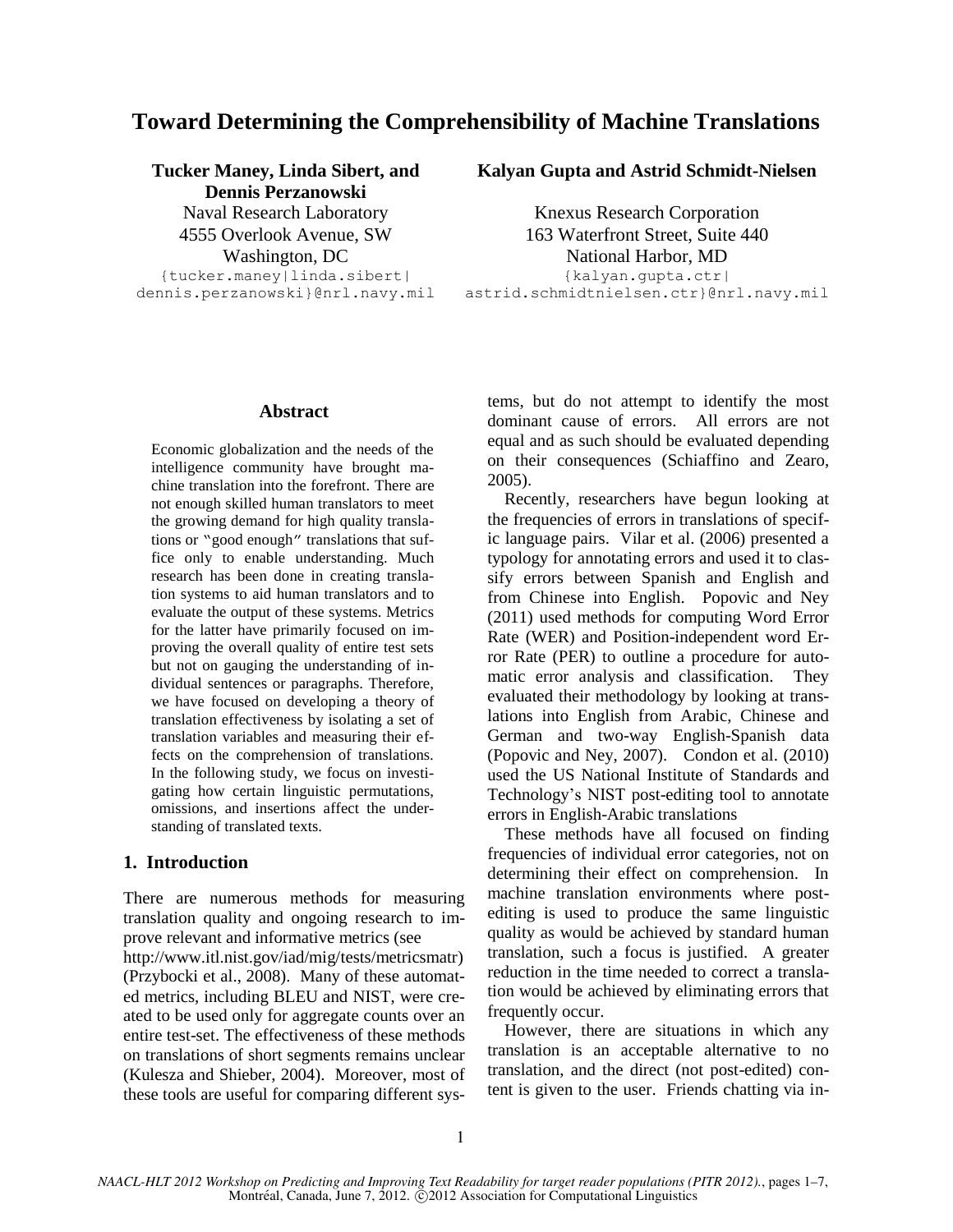# Toward Determining the Comprehensibility of Machine Translations

**Tucker Maney, Linda Sibert, and Dennis Perzanowski**
Naval Research Laboratory
4555 Overlook Avenue, SW
Washington, DC
{tucker.maney|linda.sibert|dennis.perzanowski}@nrl.navy.mil

**Kalyan Gupta and Astrid Schmidt-Nielsen**
Knexus Research Corporation
163 Waterfront Street, Suite 440
National Harbor, MD
{kalyan.gupta.ctr|astrid.schmidtnielsen.ctr}@nrl.navy.mil

## Abstract

Economic globalization and the needs of the intelligence community have brought machine translation into the forefront. There are not enough skilled human translators to meet the growing demand for high quality translations or "good enough" translations that suffice only to enable understanding. Much research has been done in creating translation systems to aid human translators and to evaluate the output of these systems. Metrics for the latter have primarily focused on improving the overall quality of entire test sets but not on gauging the understanding of individual sentences or paragraphs. Therefore, we have focused on developing a theory of translation effectiveness by isolating a set of translation variables and measuring their effects on the comprehension of translations. In the following study, we focus on investigating how certain linguistic permutations, omissions, and insertions affect the understanding of translated texts.

## 1. Introduction

There are numerous methods for measuring translation quality and ongoing research to improve relevant and informative metrics (see http://www.itl.nist.gov/iad/mig/tests/metricsmatr) (Przybocki et al., 2008). Many of these automated metrics, including BLEU and NIST, were created to be used only for aggregate counts over an entire test-set. The effectiveness of these methods on translations of short segments remains unclear (Kulesza and Shieber, 2004). Moreover, most of these tools are useful for comparing different systems, but do not attempt to identify the most dominant cause of errors. All errors are not equal and as such should be evaluated depending on their consequences (Schiaffino and Zearo, 2005).

Recently, researchers have begun looking at the frequencies of errors in translations of specific language pairs. Vilar et al. (2006) presented a typology for annotating errors and used it to classify errors between Spanish and English and from Chinese into English. Popovic and Ney (2011) used methods for computing Word Error Rate (WER) and Position-independent word Error Rate (PER) to outline a procedure for automatic error analysis and classification. They evaluated their methodology by looking at translations into English from Arabic, Chinese and German and two-way English-Spanish data (Popovic and Ney, 2007). Condon et al. (2010) used the US National Institute of Standards and Technology's NIST post-editing tool to annotate errors in English-Arabic translations

These methods have all focused on finding frequencies of individual error categories, not on determining their effect on comprehension. In machine translation environments where post-editing is used to produce the same linguistic quality as would be achieved by standard human translation, such a focus is justified. A greater reduction in the time needed to correct a translation would be achieved by eliminating errors that frequently occur.

However, there are situations in which any translation is an acceptable alternative to no translation, and the direct (not post-edited) content is given to the user. Friends chatting via in-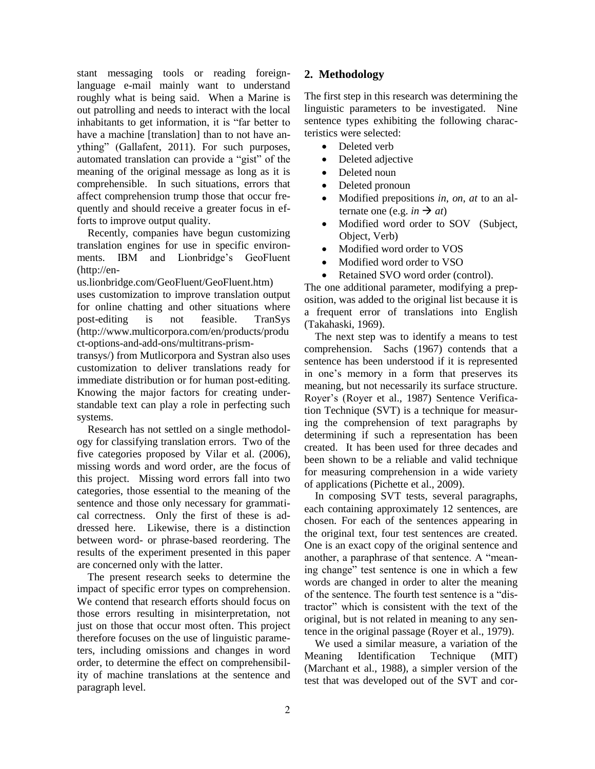stant messaging tools or reading foreign-language e-mail mainly want to understand roughly what is being said. When a Marine is out patrolling and needs to interact with the local inhabitants to get information, it is "far better to have a machine [translation] than to not have anything" (Gallafent, 2011). For such purposes, automated translation can provide a "gist" of the meaning of the original message as long as it is comprehensible. In such situations, errors that affect comprehension trump those that occur frequently and should receive a greater focus in efforts to improve output quality.

Recently, companies have begun customizing translation engines for use in specific environments. IBM and Lionbridge's GeoFluent (http://en-us.lionbridge.com/GeoFluent/GeoFluent.htm) uses customization to improve translation output for online chatting and other situations where post-editing is not feasible. TranSys (http://www.multicorpora.com/en/products/product-options-and-add-ons/multitrans-prism-transys/) from Mutlicorpora and Systran also uses customization to deliver translations ready for immediate distribution or for human post-editing. Knowing the major factors for creating understandable text can play a role in perfecting such systems.

Research has not settled on a single methodology for classifying translation errors. Two of the five categories proposed by Vilar et al. (2006), missing words and word order, are the focus of this project. Missing word errors fall into two categories, those essential to the meaning of the sentence and those only necessary for grammatical correctness. Only the first of these is addressed here. Likewise, there is a distinction between word- or phrase-based reordering. The results of the experiment presented in this paper are concerned only with the latter.

The present research seeks to determine the impact of specific error types on comprehension. We contend that research efforts should focus on those errors resulting in misinterpretation, not just on those that occur most often. This project therefore focuses on the use of linguistic parameters, including omissions and changes in word order, to determine the effect on comprehensibility of machine translations at the sentence and paragraph level.

## 2. Methodology

The first step in this research was determining the linguistic parameters to be investigated. Nine sentence types exhibiting the following characteristics were selected:

- Deleted verb
- Deleted adjective
- Deleted noun
- Deleted pronoun
- Modified prepositions *in*, *on*, *at* to an alternate one (e.g. *in* → *at*)
- Modified word order to SOV (Subject, Object, Verb)
- Modified word order to VOS
- Modified word order to VSO
- Retained SVO word order (control).

The one additional parameter, modifying a preposition, was added to the original list because it is a frequent error of translations into English (Takahaski, 1969).

The next step was to identify a means to test comprehension. Sachs (1967) contends that a sentence has been understood if it is represented in one's memory in a form that preserves its meaning, but not necessarily its surface structure. Royer's (Royer et al., 1987) Sentence Verification Technique (SVT) is a technique for measuring the comprehension of text paragraphs by determining if such a representation has been created. It has been used for three decades and been shown to be a reliable and valid technique for measuring comprehension in a wide variety of applications (Pichette et al., 2009).

In composing SVT tests, several paragraphs, each containing approximately 12 sentences, are chosen. For each of the sentences appearing in the original text, four test sentences are created. One is an exact copy of the original sentence and another, a paraphrase of that sentence. A "meaning change" test sentence is one in which a few words are changed in order to alter the meaning of the sentence. The fourth test sentence is a "distractor" which is consistent with the text of the original, but is not related in meaning to any sentence in the original passage (Royer et al., 1979).

We used a similar measure, a variation of the Meaning Identification Technique (MIT) (Marchant et al., 1988), a simpler version of the test that was developed out of the SVT and cor-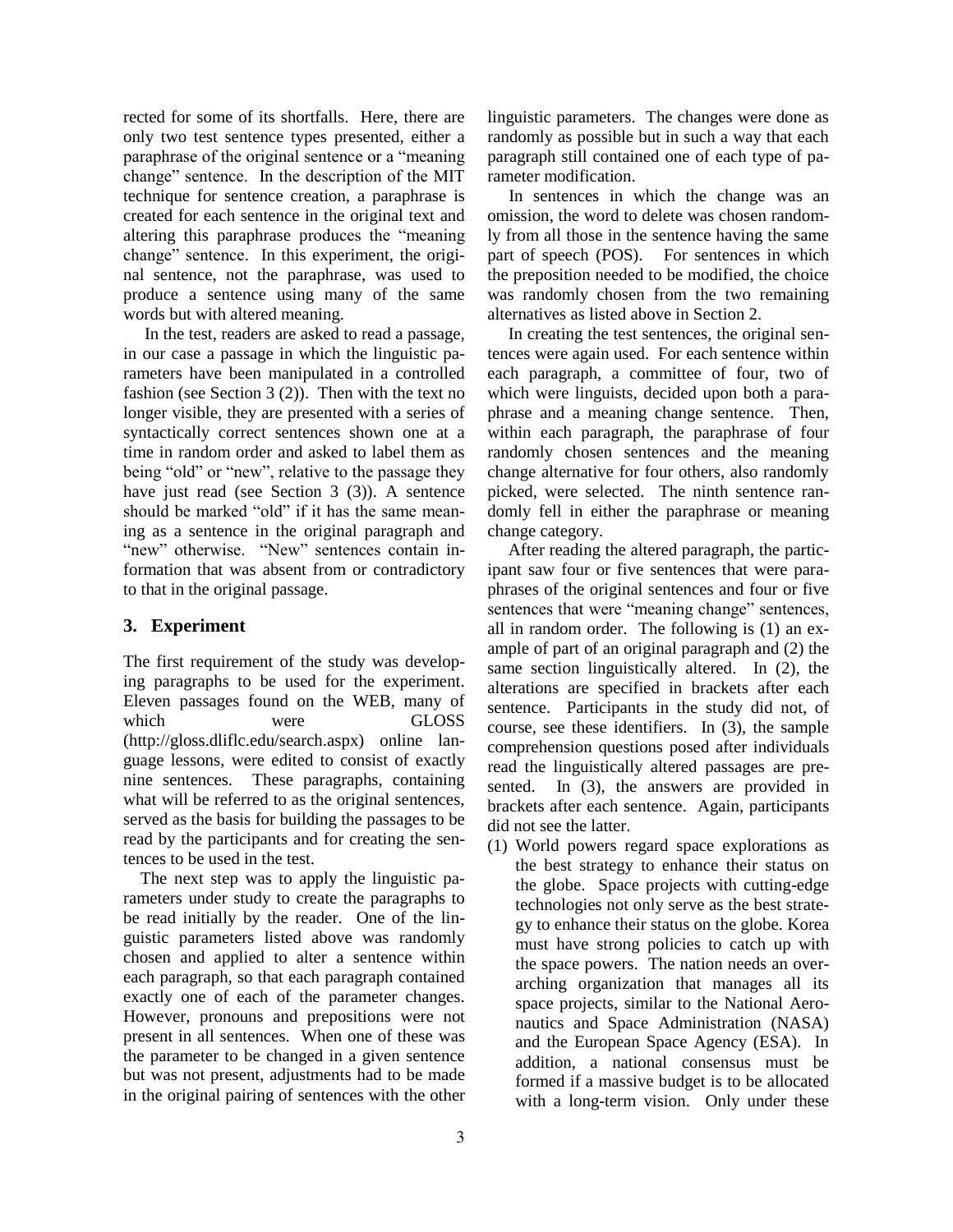rected for some of its shortfalls. Here, there are only two test sentence types presented, either a paraphrase of the original sentence or a "meaning change" sentence. In the description of the MIT technique for sentence creation, a paraphrase is created for each sentence in the original text and altering this paraphrase produces the "meaning change" sentence. In this experiment, the original sentence, not the paraphrase, was used to produce a sentence using many of the same words but with altered meaning.

In the test, readers are asked to read a passage, in our case a passage in which the linguistic parameters have been manipulated in a controlled fashion (see Section 3 (2)). Then with the text no longer visible, they are presented with a series of syntactically correct sentences shown one at a time in random order and asked to label them as being "old" or "new", relative to the passage they have just read (see Section 3 (3)). A sentence should be marked "old" if it has the same meaning as a sentence in the original paragraph and "new" otherwise. "New" sentences contain information that was absent from or contradictory to that in the original passage.

## 3. Experiment

The first requirement of the study was developing paragraphs to be used for the experiment. Eleven passages found on the WEB, many of which were GLOSS (http://gloss.dliflc.edu/search.aspx) online language lessons, were edited to consist of exactly nine sentences. These paragraphs, containing what will be referred to as the original sentences, served as the basis for building the passages to be read by the participants and for creating the sentences to be used in the test.

The next step was to apply the linguistic parameters under study to create the paragraphs to be read initially by the reader. One of the linguistic parameters listed above was randomly chosen and applied to alter a sentence within each paragraph, so that each paragraph contained exactly one of each of the parameter changes. However, pronouns and prepositions were not present in all sentences. When one of these was the parameter to be changed in a given sentence but was not present, adjustments had to be made in the original pairing of sentences with the other linguistic parameters. The changes were done as randomly as possible but in such a way that each paragraph still contained one of each type of parameter modification.

In sentences in which the change was an omission, the word to delete was chosen randomly from all those in the sentence having the same part of speech (POS). For sentences in which the preposition needed to be modified, the choice was randomly chosen from the two remaining alternatives as listed above in Section 2.

In creating the test sentences, the original sentences were again used. For each sentence within each paragraph, a committee of four, two of which were linguists, decided upon both a paraphrase and a meaning change sentence. Then, within each paragraph, the paraphrase of four randomly chosen sentences and the meaning change alternative for four others, also randomly picked, were selected. The ninth sentence randomly fell in either the paraphrase or meaning change category.

After reading the altered paragraph, the participant saw four or five sentences that were paraphrases of the original sentences and four or five sentences that were "meaning change" sentences, all in random order. The following is (1) an example of part of an original paragraph and (2) the same section linguistically altered. In (2), the alterations are specified in brackets after each sentence. Participants in the study did not, of course, see these identifiers. In (3), the sample comprehension questions posed after individuals read the linguistically altered passages are presented. In (3), the answers are provided in brackets after each sentence. Again, participants did not see the latter.

(1) World powers regard space explorations as the best strategy to enhance their status on the globe. Space projects with cutting-edge technologies not only serve as the best strategy to enhance their status on the globe. Korea must have strong policies to catch up with the space powers. The nation needs an overarching organization that manages all its space projects, similar to the National Aeronautics and Space Administration (NASA) and the European Space Agency (ESA). In addition, a national consensus must be formed if a massive budget is to be allocated with a long-term vision. Only under these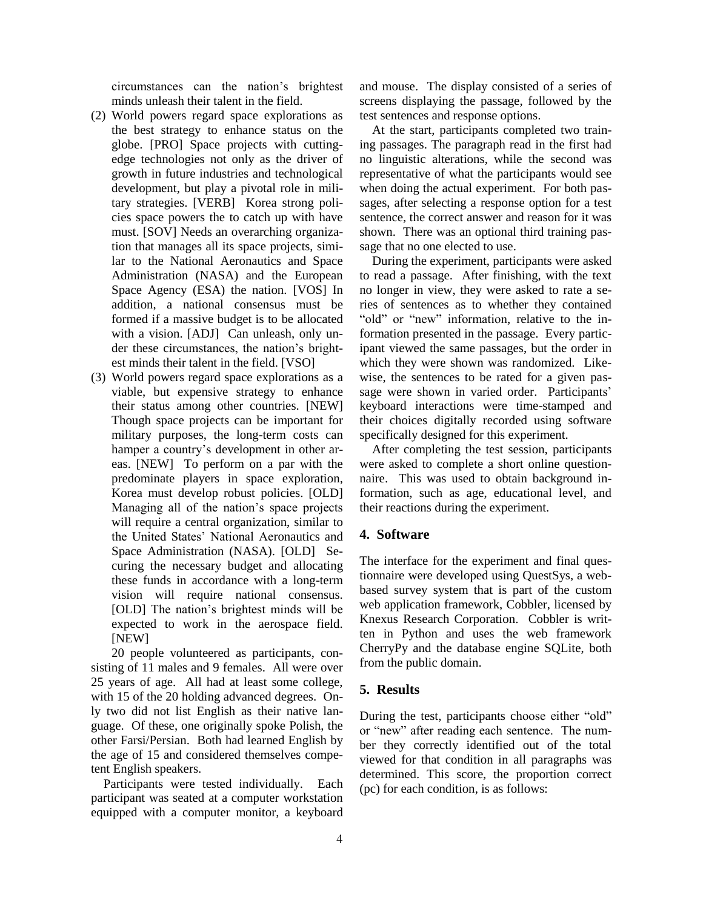circumstances can the nation's brightest minds unleash their talent in the field.

(2) World powers regard space explorations as the best strategy to enhance status on the globe. [PRO] Space projects with cutting-edge technologies not only as the driver of growth in future industries and technological development, but play a pivotal role in military strategies. [VERB] Korea strong policies space powers the to catch up with have must. [SOV] Needs an overarching organization that manages all its space projects, similar to the National Aeronautics and Space Administration (NASA) and the European Space Agency (ESA) the nation. [VOS] In addition, a national consensus must be formed if a massive budget is to be allocated with a vision. [ADJ] Can unleash, only under these circumstances, the nation's brightest minds their talent in the field. [VSO]

(3) World powers regard space explorations as a viable, but expensive strategy to enhance their status among other countries. [NEW] Though space projects can be important for military purposes, the long-term costs can hamper a country's development in other areas. [NEW] To perform on a par with the predominate players in space exploration, Korea must develop robust policies. [OLD] Managing all of the nation's space projects will require a central organization, similar to the United States' National Aeronautics and Space Administration (NASA). [OLD] Securing the necessary budget and allocating these funds in accordance with a long-term vision will require national consensus. [OLD] The nation's brightest minds will be expected to work in the aerospace field. [NEW]

20 people volunteered as participants, consisting of 11 males and 9 females. All were over 25 years of age. All had at least some college, with 15 of the 20 holding advanced degrees. Only two did not list English as their native language. Of these, one originally spoke Polish, the other Farsi/Persian. Both had learned English by the age of 15 and considered themselves competent English speakers.

Participants were tested individually. Each participant was seated at a computer workstation equipped with a computer monitor, a keyboard and mouse. The display consisted of a series of screens displaying the passage, followed by the test sentences and response options.

At the start, participants completed two training passages. The paragraph read in the first had no linguistic alterations, while the second was representative of what the participants would see when doing the actual experiment. For both passages, after selecting a response option for a test sentence, the correct answer and reason for it was shown. There was an optional third training passage that no one elected to use.

During the experiment, participants were asked to read a passage. After finishing, with the text no longer in view, they were asked to rate a series of sentences as to whether they contained "old" or "new" information, relative to the information presented in the passage. Every participant viewed the same passages, but the order in which they were shown was randomized. Likewise, the sentences to be rated for a given passage were shown in varied order. Participants' keyboard interactions were time-stamped and their choices digitally recorded using software specifically designed for this experiment.

After completing the test session, participants were asked to complete a short online questionnaire. This was used to obtain background information, such as age, educational level, and their reactions during the experiment.

## 4. Software

The interface for the experiment and final questionnaire were developed using QuestSys, a web-based survey system that is part of the custom web application framework, Cobbler, licensed by Knexus Research Corporation. Cobbler is written in Python and uses the web framework CherryPy and the database engine SQLite, both from the public domain.

## 5. Results

During the test, participants choose either "old" or "new" after reading each sentence. The number they correctly identified out of the total viewed for that condition in all paragraphs was determined. This score, the proportion correct (pc) for each condition, is as follows: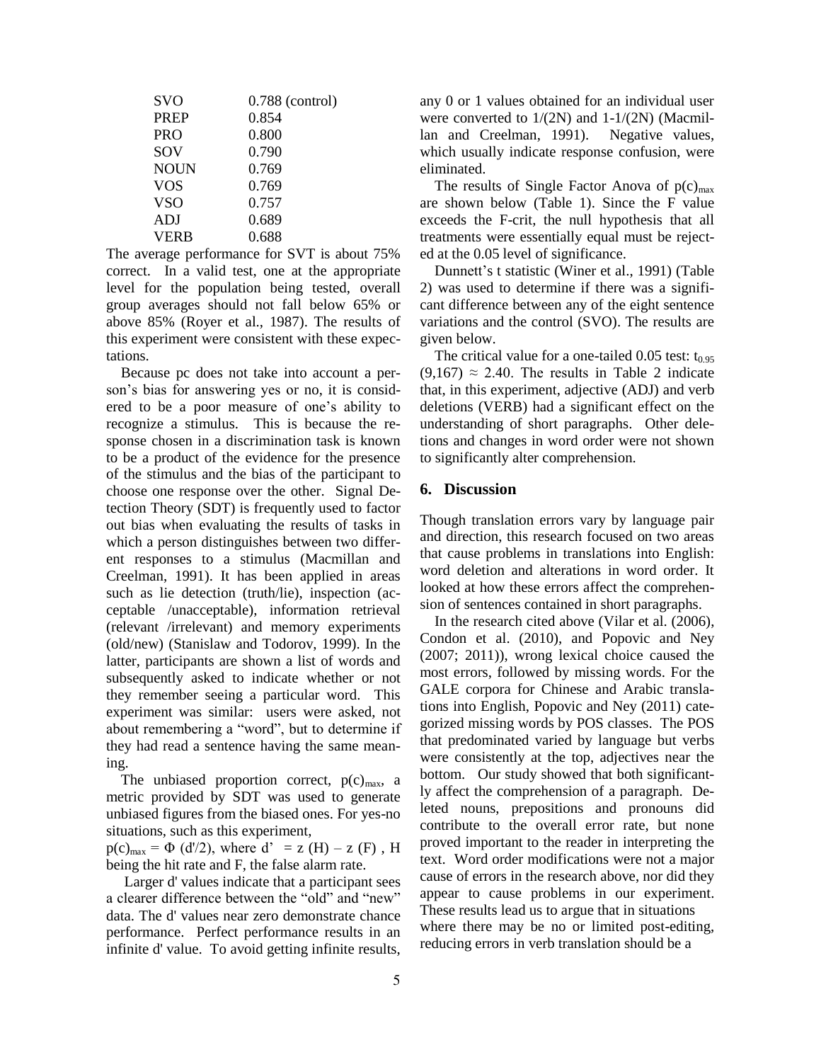| | |
|---|---|
| SVO | 0.788 (control) |
| PREP | 0.854 |
| PRO | 0.800 |
| SOV | 0.790 |
| NOUN | 0.769 |
| VOS | 0.769 |
| VSO | 0.757 |
| ADJ | 0.689 |
| VERB | 0.688 |

The average performance for SVT is about 75% correct. In a valid test, one at the appropriate level for the population being tested, overall group averages should not fall below 65% or above 85% (Royer et al., 1987). The results of this experiment were consistent with these expectations.

Because pc does not take into account a person's bias for answering yes or no, it is considered to be a poor measure of one's ability to recognize a stimulus. This is because the response chosen in a discrimination task is known to be a product of the evidence for the presence of the stimulus and the bias of the participant to choose one response over the other. Signal Detection Theory (SDT) is frequently used to factor out bias when evaluating the results of tasks in which a person distinguishes between two different responses to a stimulus (Macmillan and Creelman, 1991). It has been applied in areas such as lie detection (truth/lie), inspection (acceptable /unacceptable), information retrieval (relevant /irrelevant) and memory experiments (old/new) (Stanislaw and Todorov, 1999). In the latter, participants are shown a list of words and subsequently asked to indicate whether or not they remember seeing a particular word. This experiment was similar: users were asked, not about remembering a "word", but to determine if they had read a sentence having the same meaning.

The unbiased proportion correct, $p(c)_{max}$, a metric provided by SDT was used to generate unbiased figures from the biased ones. For yes-no situations, such as this experiment,

$p(c)_{max} = \Phi(d'/2)$, where $d' = z(H) - z(F)$, H being the hit rate and F, the false alarm rate.

Larger d' values indicate that a participant sees a clearer difference between the "old" and "new" data. The d' values near zero demonstrate chance performance. Perfect performance results in an infinite d' value. To avoid getting infinite results, any 0 or 1 values obtained for an individual user were converted to $1/(2N)$ and $1-1/(2N)$ (Macmillan and Creelman, 1991). Negative values, which usually indicate response confusion, were eliminated.

The results of Single Factor Anova of $p(c)_{max}$ are shown below (Table 1). Since the F value exceeds the F-crit, the null hypothesis that all treatments were essentially equal must be rejected at the 0.05 level of significance.

Dunnett's t statistic (Winer et al., 1991) (Table 2) was used to determine if there was a significant difference between any of the eight sentence variations and the control (SVO). The results are given below.

The critical value for a one-tailed 0.05 test: $t_{0.95}(9,167) \approx 2.40$. The results in Table 2 indicate that, in this experiment, adjective (ADJ) and verb deletions (VERB) had a significant effect on the understanding of short paragraphs. Other deletions and changes in word order were not shown to significantly alter comprehension.

## 6. Discussion

Though translation errors vary by language pair and direction, this research focused on two areas that cause problems in translations into English: word deletion and alterations in word order. It looked at how these errors affect the comprehension of sentences contained in short paragraphs.

In the research cited above (Vilar et al. (2006), Condon et al. (2010), and Popovic and Ney (2007; 2011)), wrong lexical choice caused the most errors, followed by missing words. For the GALE corpora for Chinese and Arabic translations into English, Popovic and Ney (2011) categorized missing words by POS classes. The POS that predominated varied by language but verbs were consistently at the top, adjectives near the bottom. Our study showed that both significantly affect the comprehension of a paragraph. Deleted nouns, prepositions and pronouns did contribute to the overall error rate, but none proved important to the reader in interpreting the text. Word order modifications were not a major cause of errors in the research above, nor did they appear to cause problems in our experiment. These results lead us to argue that in situations where there may be no or limited post-editing, reducing errors in verb translation should be a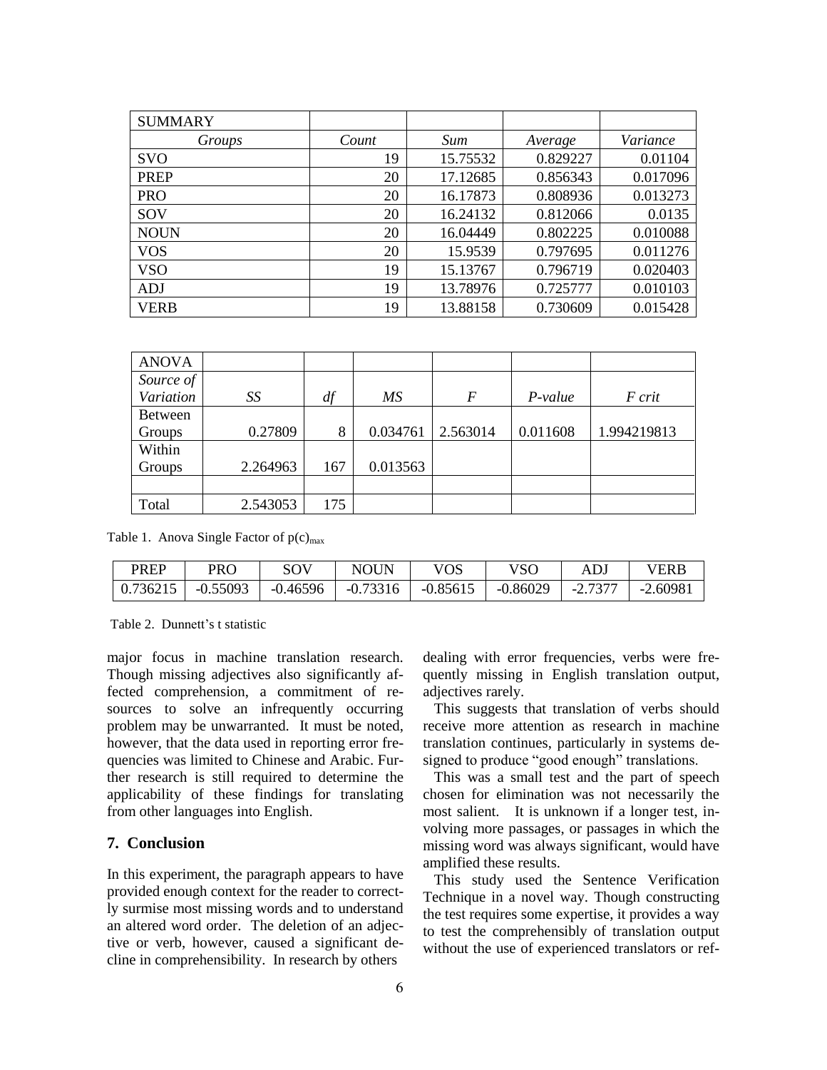| SUMMARY | | | | |
|---|---|---|---|---|
| *Groups* | *Count* | *Sum* | *Average* | *Variance* |
| SVO | 19 | 15.75532 | 0.829227 | 0.01104 |
| PREP | 20 | 17.12685 | 0.856343 | 0.017096 |
| PRO | 20 | 16.17873 | 0.808936 | 0.013273 |
| SOV | 20 | 16.24132 | 0.812066 | 0.0135 |
| NOUN | 20 | 16.04449 | 0.802225 | 0.010088 |
| VOS | 20 | 15.9539 | 0.797695 | 0.011276 |
| VSO | 19 | 15.13767 | 0.796719 | 0.020403 |
| ADJ | 19 | 13.78976 | 0.725777 | 0.010103 |
| VERB | 19 | 13.88158 | 0.730609 | 0.015428 |

| ANOVA | | | | | | |
|---|---|---|---|---|---|---|
| *Source of Variation* | *SS* | *df* | *MS* | *F* | *P-value* | *F crit* |
| Between Groups | 0.27809 | 8 | 0.034761 | 2.563014 | 0.011608 | 1.994219813 |
| Within Groups | 2.264963 | 167 | 0.013563 | | | |
| | | | | | | |
| Total | 2.543053 | 175 | | | | |

Table 1. Anova Single Factor of $p(c)_{max}$

| PREP | PRO | SOV | NOUN | VOS | VSO | ADJ | VERB |
|---|---|---|---|---|---|---|---|
| 0.736215 | -0.55093 | -0.46596 | -0.73316 | -0.85615 | -0.86029 | -2.7377 | -2.60981 |

Table 2. Dunnett's t statistic

major focus in machine translation research. Though missing adjectives also significantly affected comprehension, a commitment of resources to solve an infrequently occurring problem may be unwarranted. It must be noted, however, that the data used in reporting error frequencies was limited to Chinese and Arabic. Further research is still required to determine the applicability of these findings for translating from other languages into English.

## 7. Conclusion

In this experiment, the paragraph appears to have provided enough context for the reader to correctly surmise most missing words and to understand an altered word order. The deletion of an adjective or verb, however, caused a significant decline in comprehensibility. In research by others dealing with error frequencies, verbs were frequently missing in English translation output, adjectives rarely.

This suggests that translation of verbs should receive more attention as research in machine translation continues, particularly in systems designed to produce "good enough" translations.

This was a small test and the part of speech chosen for elimination was not necessarily the most salient. It is unknown if a longer test, involving more passages, or passages in which the missing word was always significant, would have amplified these results.

This study used the Sentence Verification Technique in a novel way. Though constructing the test requires some expertise, it provides a way to test the comprehensibly of translation output without the use of experienced translators or ref-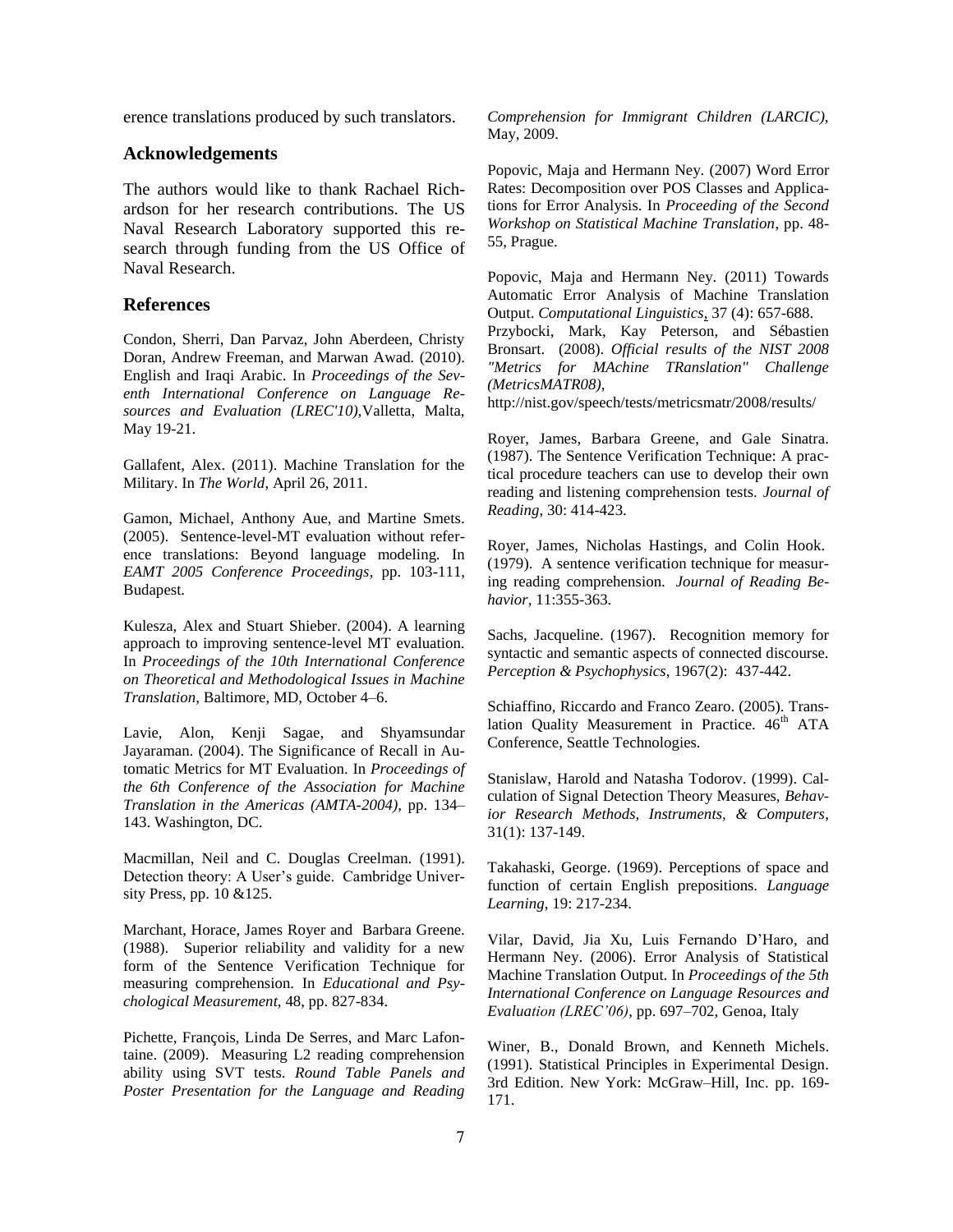erence translations produced by such translators.

## Acknowledgements

The authors would like to thank Rachael Richardson for her research contributions. The US Naval Research Laboratory supported this research through funding from the US Office of Naval Research.

## References

Condon, Sherri, Dan Parvaz, John Aberdeen, Christy Doran, Andrew Freeman, and Marwan Awad. (2010). English and Iraqi Arabic. In *Proceedings of the Seventh International Conference on Language Resources and Evaluation (LREC'10),*Valletta, Malta, May 19-21.

Gallafent, Alex. (2011). Machine Translation for the Military. In *The World*, April 26, 2011.

Gamon, Michael, Anthony Aue, and Martine Smets. (2005). Sentence-level-MT evaluation without reference translations: Beyond language modeling. In *EAMT 2005 Conference Proceedings*, pp. 103-111, Budapest.

Kulesza, Alex and Stuart Shieber. (2004). A learning approach to improving sentence-level MT evaluation. In *Proceedings of the 10th International Conference on Theoretical and Methodological Issues in Machine Translation*, Baltimore, MD, October 4–6.

Lavie, Alon, Kenji Sagae, and Shyamsundar Jayaraman. (2004). The Significance of Recall in Automatic Metrics for MT Evaluation. In *Proceedings of the 6th Conference of the Association for Machine Translation in the Americas (AMTA-2004)*, pp. 134–143. Washington, DC.

Macmillan, Neil and C. Douglas Creelman. (1991). Detection theory: A User's guide. Cambridge University Press, pp. 10 &125.

Marchant, Horace, James Royer and Barbara Greene. (1988). Superior reliability and validity for a new form of the Sentence Verification Technique for measuring comprehension. In *Educational and Psychological Measurement*, 48, pp. 827-834.

Pichette, François, Linda De Serres, and Marc Lafontaine. (2009). Measuring L2 reading comprehension ability using SVT tests. *Round Table Panels and Poster Presentation for the Language and Reading Comprehension for Immigrant Children (LARCIC)*, May, 2009.

Popovic, Maja and Hermann Ney. (2007) Word Error Rates: Decomposition over POS Classes and Applications for Error Analysis. In *Proceeding of the Second Workshop on Statistical Machine Translation*, pp. 48-55, Prague.

Popovic, Maja and Hermann Ney. (2011) Towards Automatic Error Analysis of Machine Translation Output. *Computational Linguistics*, 37 (4): 657-688.

Przybocki, Mark, Kay Peterson, and Sébastien Bronsart. (2008). *Official results of the NIST 2008 "Metrics for MAchine TRanslation" Challenge (MetricsMATR08)*, http://nist.gov/speech/tests/metricsmatr/2008/results/

Royer, James, Barbara Greene, and Gale Sinatra. (1987). The Sentence Verification Technique: A practical procedure teachers can use to develop their own reading and listening comprehension tests. *Journal of Reading*, 30: 414-423.

Royer, James, Nicholas Hastings, and Colin Hook. (1979). A sentence verification technique for measuring reading comprehension. *Journal of Reading Behavior*, 11:355-363.

Sachs, Jacqueline. (1967). Recognition memory for syntactic and semantic aspects of connected discourse. *Perception & Psychophysics*, 1967(2): 437-442.

Schiaffino, Riccardo and Franco Zearo. (2005). Translation Quality Measurement in Practice. 46th ATA Conference, Seattle Technologies.

Stanislaw, Harold and Natasha Todorov. (1999). Calculation of Signal Detection Theory Measures, *Behavior Research Methods, Instruments, & Computers*, 31(1): 137-149.

Takahaski, George. (1969). Perceptions of space and function of certain English prepositions. *Language Learning*, 19: 217-234.

Vilar, David, Jia Xu, Luis Fernando D'Haro, and Hermann Ney. (2006). Error Analysis of Statistical Machine Translation Output. In *Proceedings of the 5th International Conference on Language Resources and Evaluation (LREC'06)*, pp. 697–702, Genoa, Italy

Winer, B., Donald Brown, and Kenneth Michels. (1991). Statistical Principles in Experimental Design. 3rd Edition. New York: McGraw–Hill, Inc. pp. 169-171.